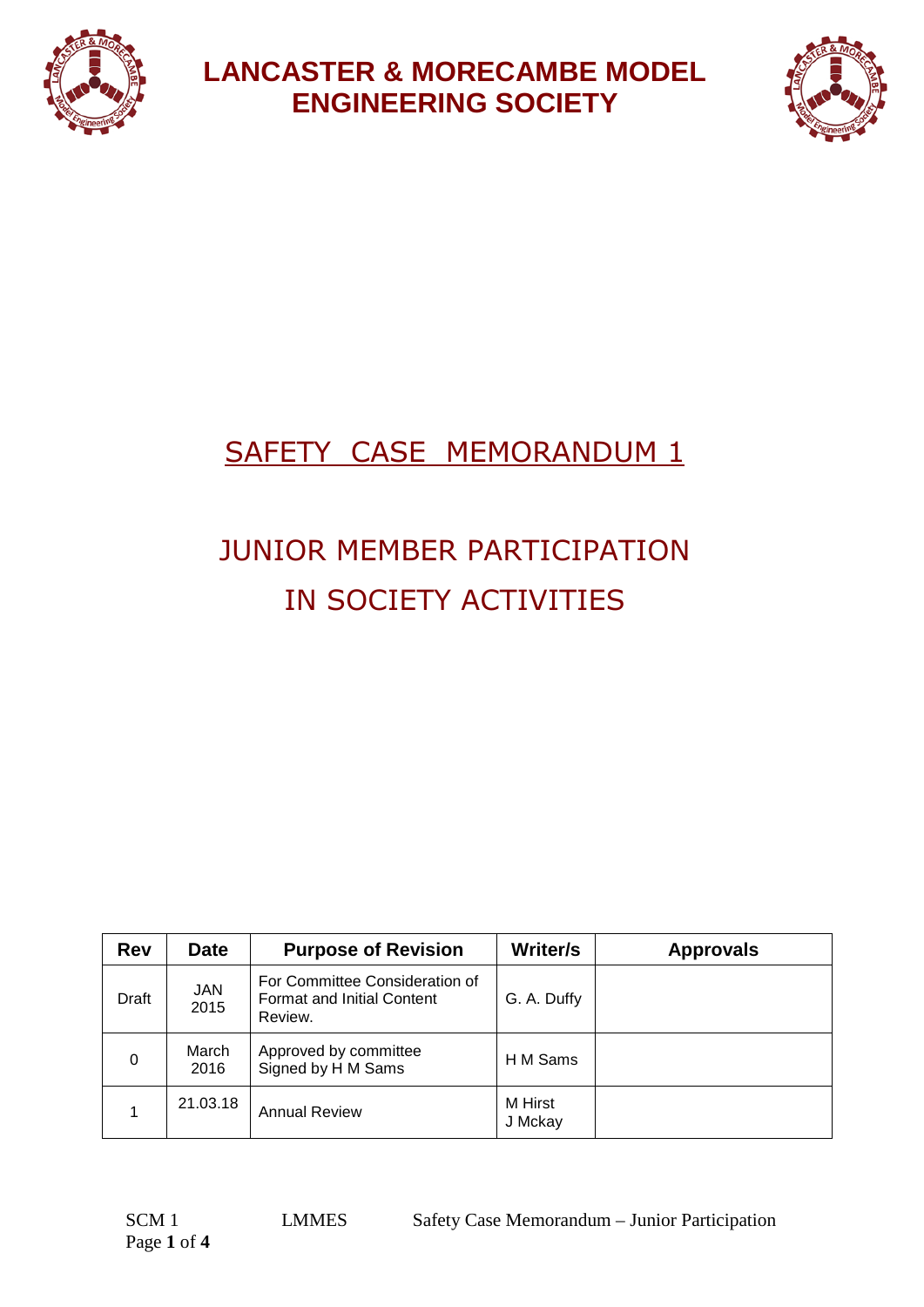# LANCASTER & MORECAMBE MODEL ENGINEERING SOCIETY

## SAFETY CASE MEMORANDUM 1

## JUNIOR MEMBER PARTICIPATION IN SOCIETY ACTIVITIES

| Rev | Date | Purpose of Revision | Writer/s | Approvals |
|---|---|---|---|---|
| Draft | JAN 2015 | For Committee Consideration of Format and Initial Content Review. | G. A. Duffy | |
| 0 | March 2016 | Approved by committee Signed by H M Sams | H M Sams | |
| 1 | 21.03.18 | Annual Review | M Hirst J Mckay | |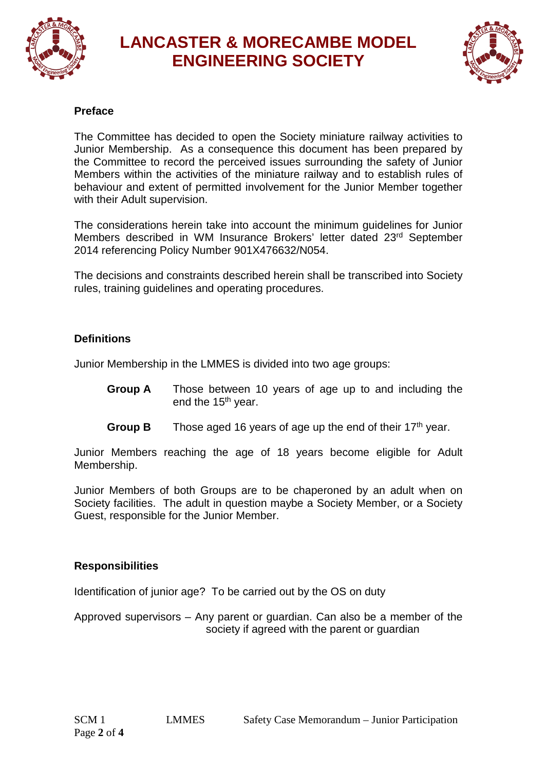# LANCASTER & MORECAMBE MODEL ENGINEERING SOCIETY

## Preface

The Committee has decided to open the Society miniature railway activities to Junior Membership. As a consequence this document has been prepared by the Committee to record the perceived issues surrounding the safety of Junior Members within the activities of the miniature railway and to establish rules of behaviour and extent of permitted involvement for the Junior Member together with their Adult supervision.

The considerations herein take into account the minimum guidelines for Junior Members described in WM Insurance Brokers' letter dated 23rd September 2014 referencing Policy Number 901X476632/N054.

The decisions and constraints described herein shall be transcribed into Society rules, training guidelines and operating procedures.

## Definitions

Junior Membership in the LMMES is divided into two age groups:

**Group A** Those between 10 years of age up to and including the end the 15th year.

**Group B** Those aged 16 years of age up the end of their 17th year.

Junior Members reaching the age of 18 years become eligible for Adult Membership.

Junior Members of both Groups are to be chaperoned by an adult when on Society facilities. The adult in question maybe a Society Member, or a Society Guest, responsible for the Junior Member.

## Responsibilities

Identification of junior age? To be carried out by the OS on duty

Approved supervisors – Any parent or guardian. Can also be a member of the society if agreed with the parent or guardian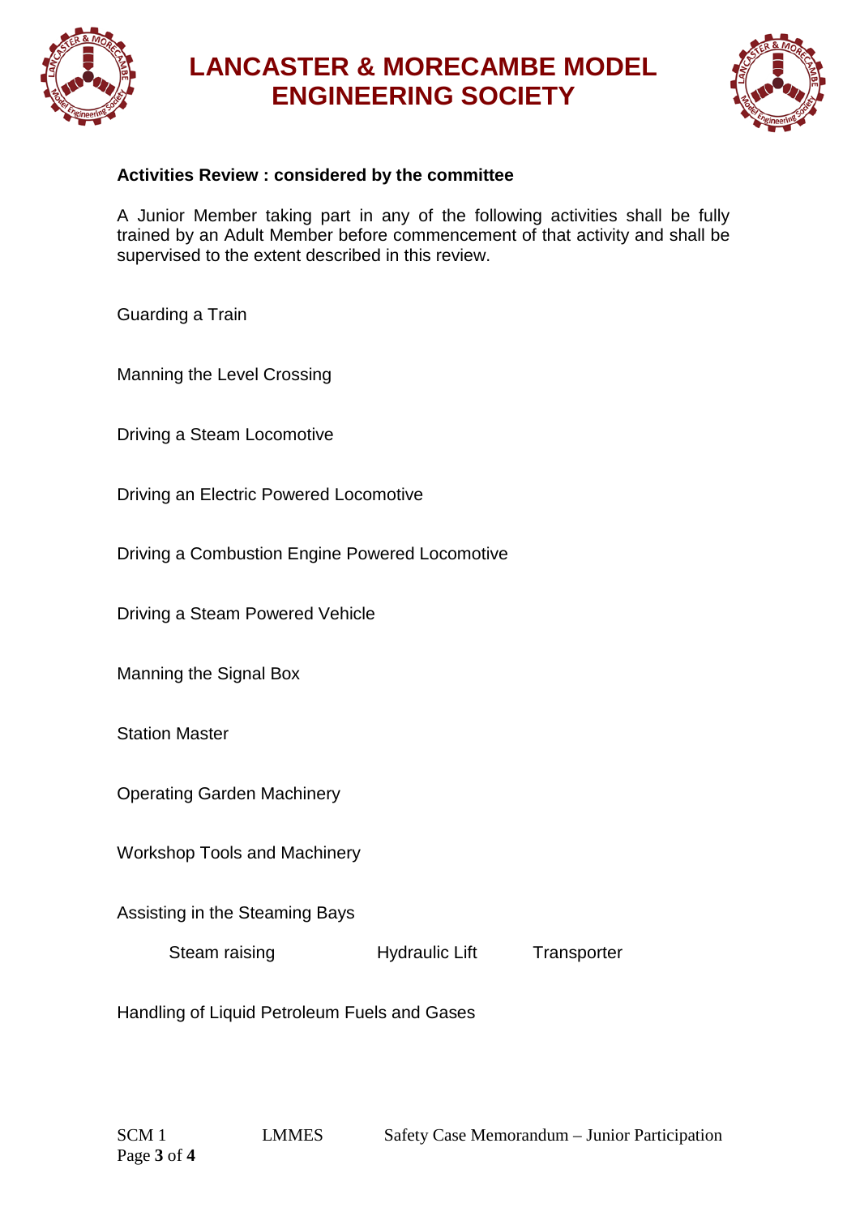**Activities Review : considered by the committee**

A Junior Member taking part in any of the following activities shall be fully trained by an Adult Member before commencement of that activity and shall be supervised to the extent described in this review.

Guarding a Train

Manning the Level Crossing

Driving a Steam Locomotive

Driving an Electric Powered Locomotive

Driving a Combustion Engine Powered Locomotive

Driving a Steam Powered Vehicle

Manning the Signal Box

Station Master

Operating Garden Machinery

Workshop Tools and Machinery

Assisting in the Steaming Bays

Steam raising    Hydraulic Lift    Transporter

Handling of Liquid Petroleum Fuels and Gases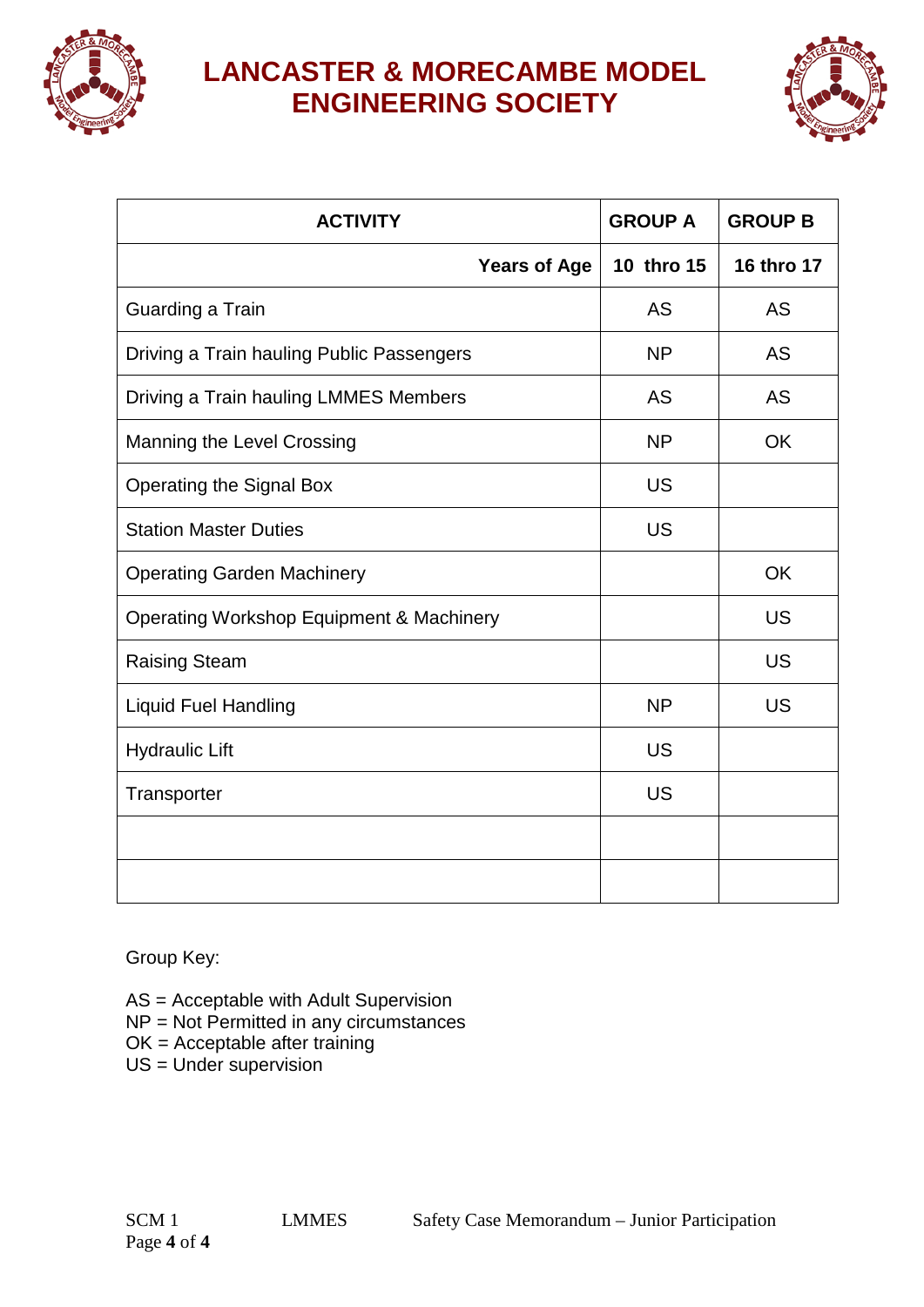# LANCASTER & MORECAMBE MODEL ENGINEERING SOCIETY

| ACTIVITY | GROUP A | GROUP B |
|---|---|---|
| **Years of Age** | **10 thro 15** | **16 thro 17** |
| Guarding a Train | AS | AS |
| Driving a Train hauling Public Passengers | NP | AS |
| Driving a Train hauling LMMES Members | AS | AS |
| Manning the Level Crossing | NP | OK |
| Operating the Signal Box | US | |
| Station Master Duties | US | |
| Operating Garden Machinery | | OK |
| Operating Workshop Equipment & Machinery | | US |
| Raising Steam | | US |
| Liquid Fuel Handling | NP | US |
| Hydraulic Lift | US | |
| Transporter | US | |
| | | |
| | | |

Group Key:

AS = Acceptable with Adult Supervision
NP = Not Permitted in any circumstances
OK = Acceptable after training
US = Under supervision